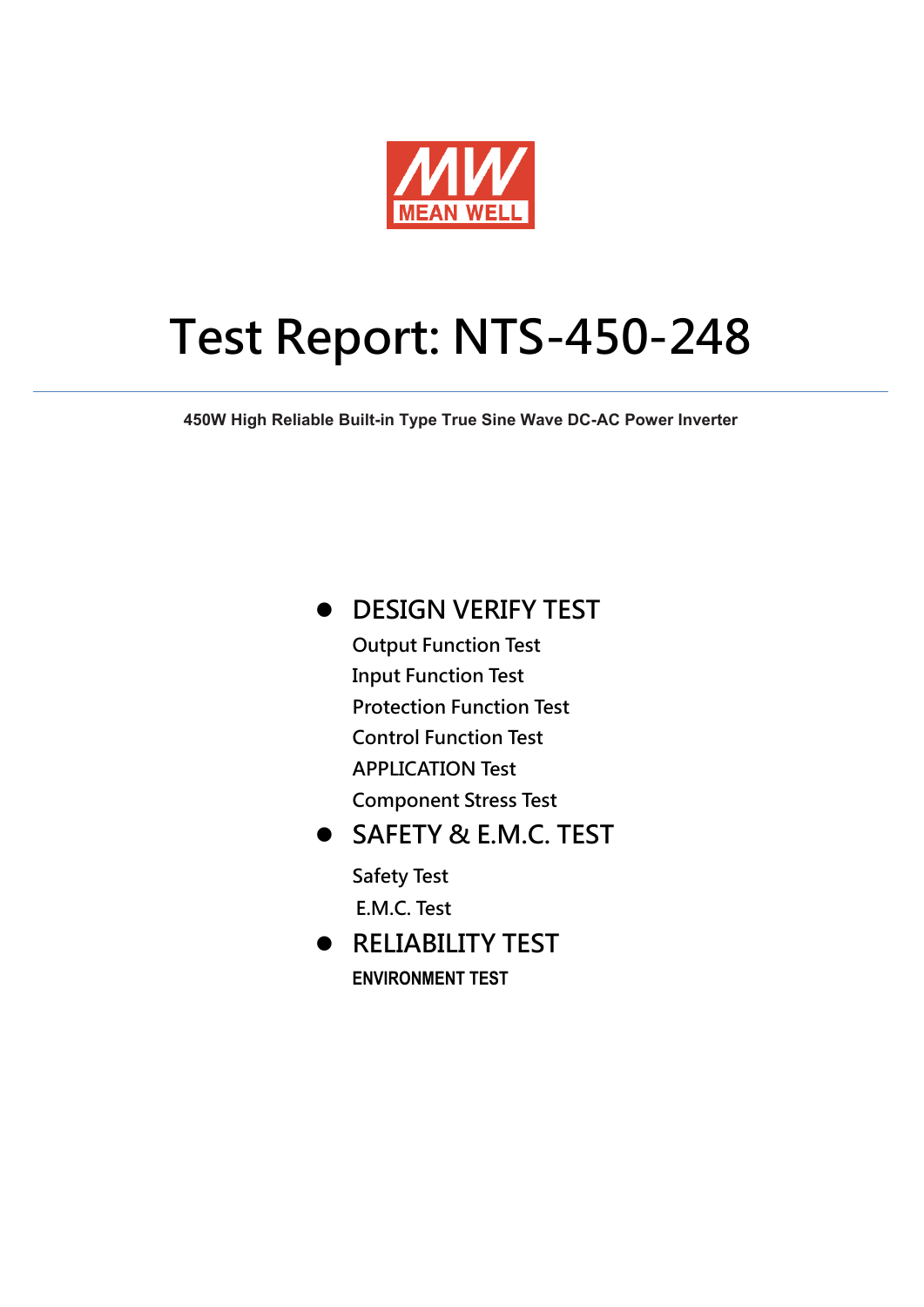MEAN WELL

# Test Report: NTS-450-248

**450W High Reliable Built-in Type True Sine Wave DC-AC Power Inverter**

- **DESIGN VERIFY TEST**
  - Output Function Test
  - Input Function Test
  - Protection Function Test
  - Control Function Test
  - APPLICATION Test
  - Component Stress Test
- **SAFETY & E.M.C. TEST**
  - Safety Test
  - E.M.C. Test
- **RELIABILITY TEST**
  - **ENVIRONMENT TEST**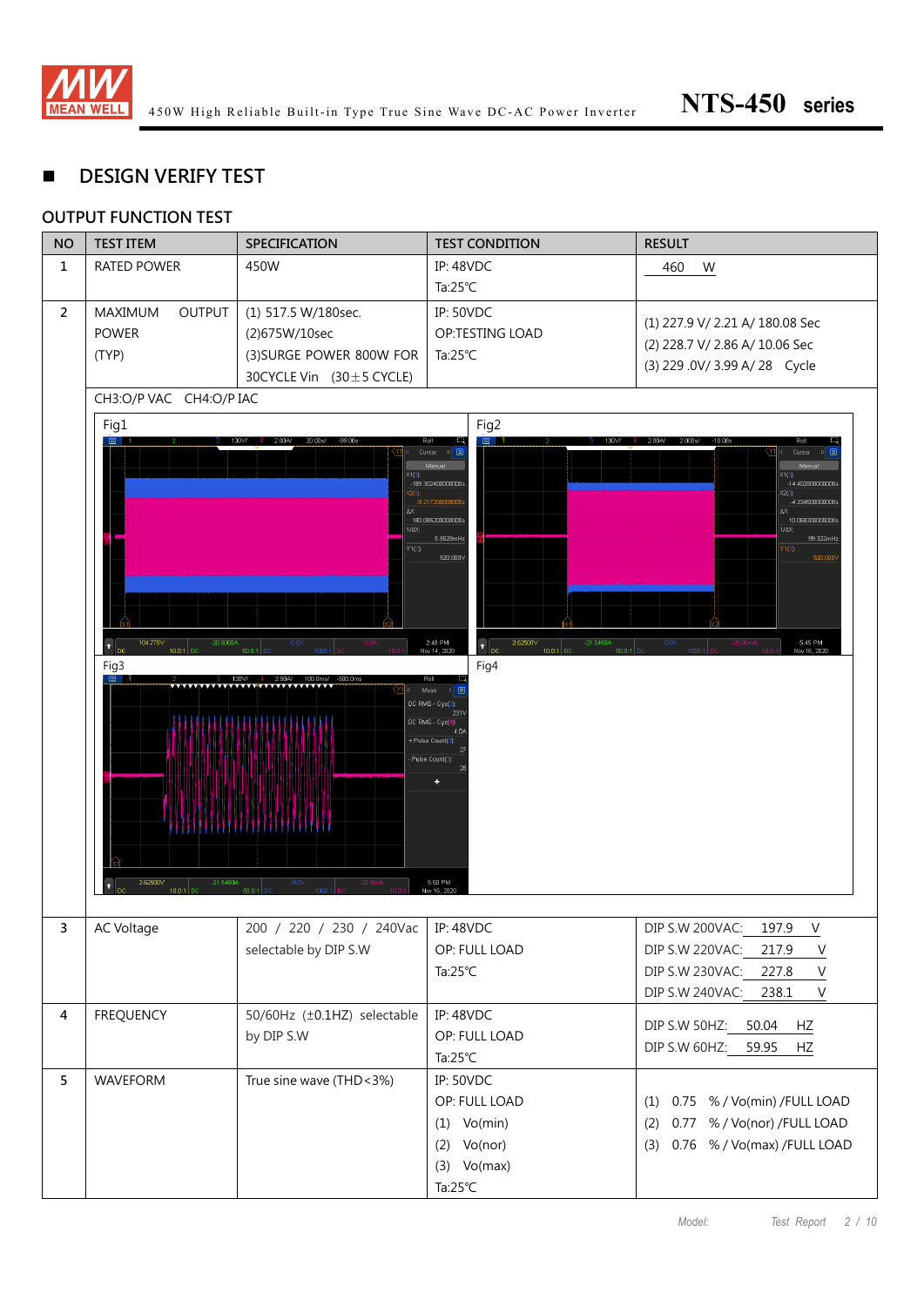## DESIGN VERIFY TEST

### OUTPUT FUNCTION TEST

| NO | TEST ITEM | SPECIFICATION | TEST CONDITION | RESULT |
|---|---|---|---|---|
| 1 | RATED POWER | 450W | IP: 48VDC<br>Ta:25℃ | 460 W |
| 2 | MAXIMUM OUTPUT POWER (TYP) | (1) 517.5 W/180sec.<br>(2)675W/10sec<br>(3)SURGE POWER 800W FOR 30CYCLE Vin (30±5 CYCLE) | IP: 50VDC<br>OP:TESTING LOAD<br>Ta:25℃ | (1) 227.9 V/ 2.21 A/ 180.08 Sec<br>(2) 228.7 V/ 2.86 A/ 10.06 Sec<br>(3) 229 .0V/ 3.99 A/ 28 Cycle |
| | CH3:O/P VAC CH4:O/P IAC<br>Fig1 Fig2<br>Fig3 Fig4 | | | |
| 3 | AC Voltage | 200 / 220 / 230 / 240Vac selectable by DIP S.W | IP: 48VDC<br>OP: FULL LOAD<br>Ta:25℃ | DIP S.W 200VAC: 197.9 V<br>DIP S.W 220VAC: 217.9 V<br>DIP S.W 230VAC: 227.8 V<br>DIP S.W 240VAC: 238.1 V |
| 4 | FREQUENCY | 50/60Hz (±0.1HZ) selectable by DIP S.W | IP: 48VDC<br>OP: FULL LOAD<br>Ta:25℃ | DIP S.W 50HZ: 50.04 HZ<br>DIP S.W 60HZ: 59.95 HZ |
| 5 | WAVEFORM | True sine wave (THD<3%) | IP: 50VDC<br>OP: FULL LOAD<br>(1) Vo(min)<br>(2) Vo(nor)<br>(3) Vo(max)<br>Ta:25℃ | (1) 0.75 % / Vo(min) /FULL LOAD<br>(2) 0.77 % / Vo(nor) /FULL LOAD<br>(3) 0.76 % / Vo(max) /FULL LOAD |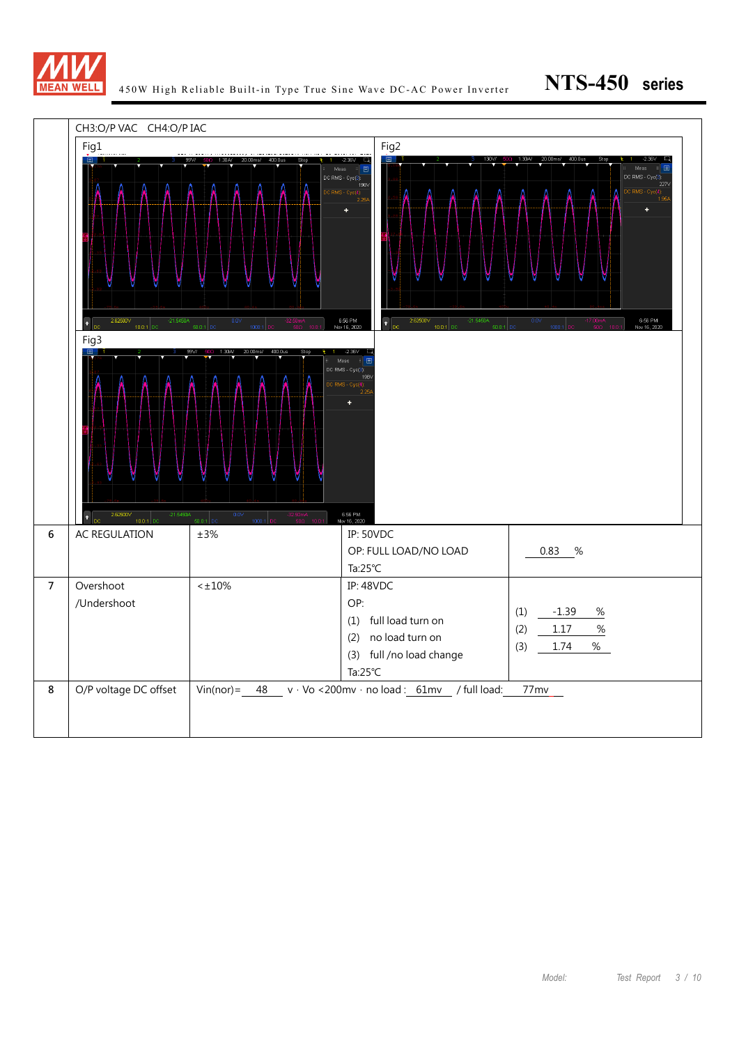| | CH3:O/P VAC CH4:O/P IAC | | | |
|---|---|---|---|---|
| | Fig1 Fig2 Fig3 | | | |
| 6 | AC REGULATION | ±3% | IP: 50VDC<br>OP: FULL LOAD/NO LOAD<br>Ta:25℃ | 0.83 % |
| 7 | Overshoot /Undershoot | <±10% | IP: 48VDC<br>OP:<br>(1) full load turn on<br>(2) no load turn on<br>(3) full /no load change<br>Ta:25℃ | (1) -1.39 %<br>(2) 1.17 %<br>(3) 1.74 % |
| 8 | O/P voltage DC offset | Vin(nor)= 48 v · Vo <200mv · no load : 61mv / full load: 77mv | | |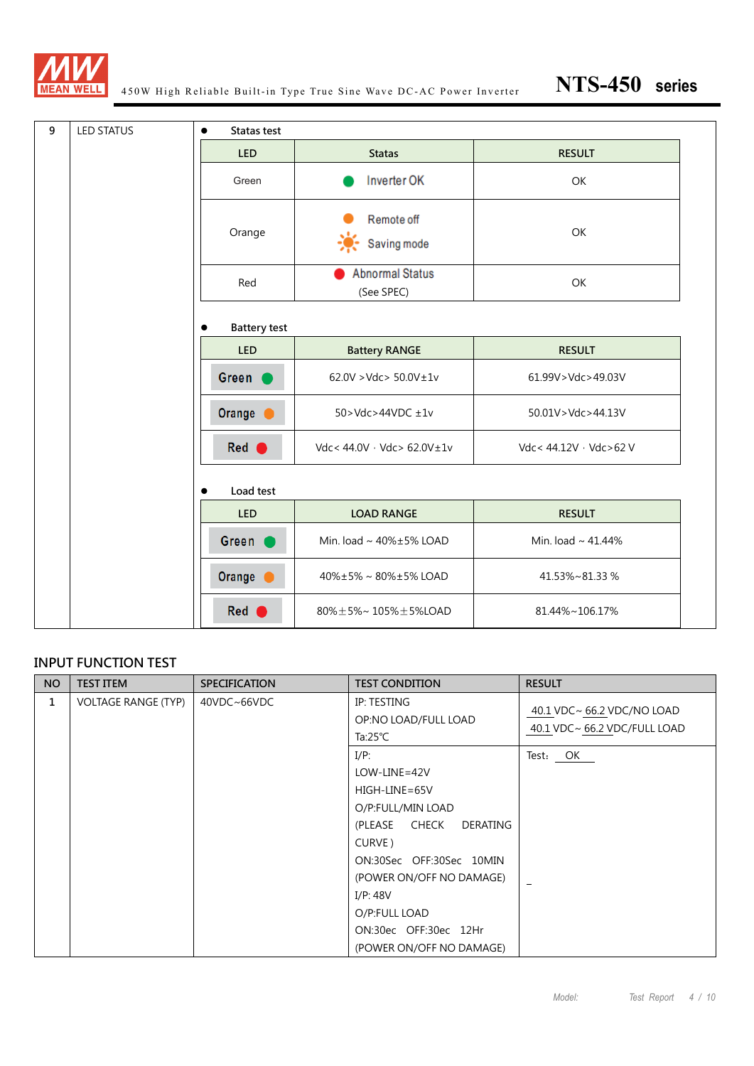| 9 | LED STATUS | ● Statas test |
|---|---|---|

**Statas test**

| LED | Statas | RESULT |
|---|---|---|
| Green | ● Inverter OK | OK |
| Orange | ● Remote off<br>Saving mode | OK |
| Red | ● Abnormal Status<br>(See SPEC) | OK |

**Battery test**

| LED | Battery RANGE | RESULT |
|---|---|---|
| Green ● | 62.0V >Vdc> 50.0V±1v | 61.99V>Vdc>49.03V |
| Orange ● | 50>Vdc>44VDC ±1v | 50.01V>Vdc>44.13V |
| Red ● | Vdc< 44.0V · Vdc> 62.0V±1v | Vdc< 44.12V · Vdc>62 V |

**Load test**

| LED | LOAD RANGE | RESULT |
|---|---|---|
| Green ● | Min. load ~ 40%±5% LOAD | Min. load ~ 41.44% |
| Orange ● | 40%±5% ~ 80%±5% LOAD | 41.53%~81.33 % |
| Red ● | 80%±5%~ 105%±5%LOAD | 81.44%~106.17% |

## INPUT FUNCTION TEST

| NO | TEST ITEM | SPECIFICATION | TEST CONDITION | RESULT |
|---|---|---|---|---|
| 1 | VOLTAGE RANGE (TYP) | 40VDC~66VDC | IP: TESTING<br>OP:NO LOAD/FULL LOAD<br>Ta:25℃ | 40.1 VDC~ 66.2 VDC/NO LOAD<br>40.1 VDC~ 66.2 VDC/FULL LOAD |
| | | | I/P:<br>LOW-LINE=42V<br>HIGH-LINE=65V<br>O/P:FULL/MIN LOAD<br>(PLEASE CHECK DERATING CURVE )<br>ON:30Sec OFF:30Sec 10MIN<br>(POWER ON/OFF NO DAMAGE)<br>I/P: 48V<br>O/P:FULL LOAD<br>ON:30ec OFF:30ec 12Hr<br>(POWER ON/OFF NO DAMAGE) | Test: OK |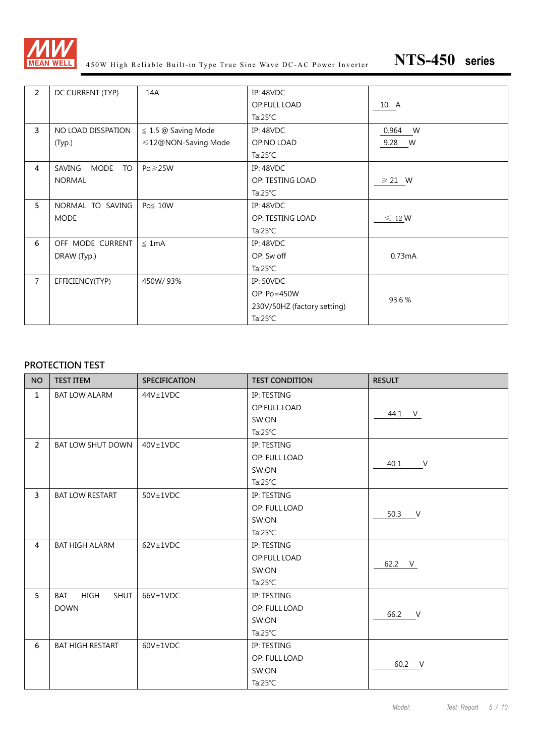| 2 | DC CURRENT (TYP) | 14A | IP: 48VDC<br>OP:FULL LOAD<br>Ta:25℃ | 10 A |
|---|---|---|---|---|
| 3 | NO LOAD DISSPATION (Typ.) | ≦ 1.5 @ Saving Mode<br>≤12@NON-Saving Mode | IP: 48VDC<br>OP:NO LOAD<br>Ta:25℃ | 0.964 W<br>9.28 W |
| 4 | SAVING MODE TO NORMAL | Po≥25W | IP: 48VDC<br>OP: TESTING LOAD<br>Ta:25℃ | ≥ 21 W |
| 5 | NORMAL TO SAVING MODE | Po≦ 10W | IP: 48VDC<br>OP: TESTING LOAD<br>Ta:25℃ | ≤ 12 W |
| 6 | OFF MODE CURRENT DRAW (Typ.) | ≦ 1mA | IP: 48VDC<br>OP: Sw off<br>Ta:25℃ | 0.73mA |
| 7 | EFFICIENCY(TYP) | 450W/ 93% | IP: 50VDC<br>OP: Po=450W<br>230V/50HZ (factory setting)<br>Ta:25℃ | 93.6 % |

## PROTECTION TEST

| NO | TEST ITEM | SPECIFICATION | TEST CONDITION | RESULT |
|---|---|---|---|---|
| 1 | BAT LOW ALARM | 44V±1VDC | IP: TESTING<br>OP:FULL LOAD<br>SW:ON<br>Ta:25℃ | 44.1 V |
| 2 | BAT LOW SHUT DOWN | 40V±1VDC | IP: TESTING<br>OP: FULL LOAD<br>SW:ON<br>Ta:25℃ | 40.1 V |
| 3 | BAT LOW RESTART | 50V±1VDC | IP: TESTING<br>OP: FULL LOAD<br>SW:ON<br>Ta:25℃ | 50.3 V |
| 4 | BAT HIGH ALARM | 62V±1VDC | IP: TESTING<br>OP:FULL LOAD<br>SW:ON<br>Ta:25℃ | 62.2 V |
| 5 | BAT HIGH SHUT DOWN | 66V±1VDC | IP: TESTING<br>OP: FULL LOAD<br>SW:ON<br>Ta:25℃ | 66.2 V |
| 6 | BAT HIGH RESTART | 60V±1VDC | IP: TESTING<br>OP: FULL LOAD<br>SW:ON<br>Ta:25℃ | 60.2 V |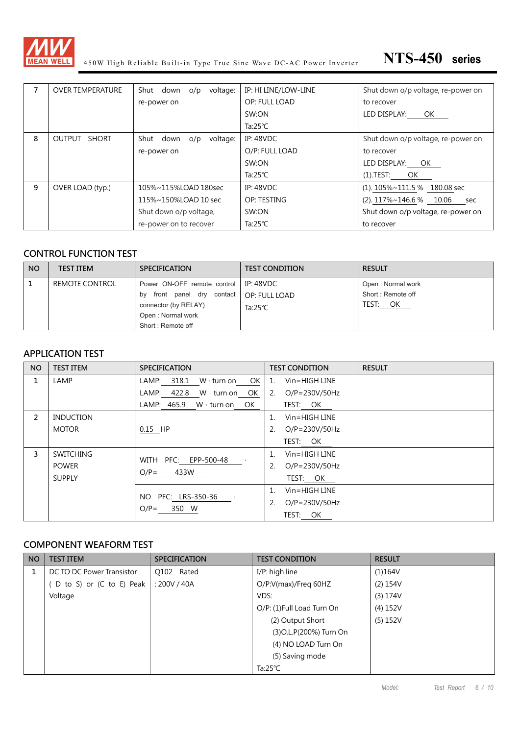| 7 | OVER TEMPERATURE | Shut down o/p voltage: re-power on | IP: HI LINE/LOW-LINE<br>OP: FULL LOAD<br>SW:ON<br>Ta:25℃ | Shut down o/p voltage, re-power on to recover<br>LED DISPLAY: OK |
|---|---|---|---|---|
| 8 | OUTPUT SHORT | Shut down o/p voltage: re-power on | IP: 48VDC<br>O/P: FULL LOAD<br>SW:ON<br>Ta:25℃ | Shut down o/p voltage, re-power on to recover<br>LED DISPLAY: OK<br>(1).TEST: OK |
| 9 | OVER LOAD (typ.) | 105%~115%LOAD 180sec<br>115%~150%LOAD 10 sec<br>Shut down o/p voltage, re-power on to recover | IP: 48VDC<br>OP: TESTING<br>SW:ON<br>Ta:25℃ | (1). 105%~111.5 % 180.08 sec<br>(2). 117%~146.6 % 10.06 sec<br>Shut down o/p voltage, re-power on to recover |

## CONTROL FUNCTION TEST

| NO | TEST ITEM | SPECIFICATION | TEST CONDITION | RESULT |
|---|---|---|---|---|
| 1 | REMOTE CONTROL | Power ON-OFF remote control by front panel dry contact connector (by RELAY)<br>Open : Normal work<br>Short : Remote off | IP: 48VDC<br>OP: FULL LOAD<br>Ta:25℃ | Open : Normal work<br>Short : Remote off<br>TEST: OK |

## APPLICATION TEST

| NO | TEST ITEM | SPECIFICATION | TEST CONDITION | RESULT |
|---|---|---|---|---|
| 1 | LAMP | LAMP: 318.1 W · turn on OK<br>LAMP: 422.8 W · turn on OK<br>LAMP: 465.9 W · turn on OK | 1. Vin=HIGH LINE<br>2. O/P=230V/50Hz<br>TEST: OK | |
| 2 | INDUCTION MOTOR | 0.15 HP | 1. Vin=HIGH LINE<br>2. O/P=230V/50Hz<br>TEST: OK | |
| 3 | SWITCHING POWER SUPPLY | WITH PFC: EPP-500-48<br>O/P= 433W | 1. Vin=HIGH LINE<br>2. O/P=230V/50Hz<br>TEST: OK | |
| | | NO PFC: LRS-350-36<br>O/P= 350 W | 1. Vin=HIGH LINE<br>2. O/P=230V/50Hz<br>TEST: OK | |

## COMPONENT WEAFORM TEST

| NO | TEST ITEM | SPECIFICATION | TEST CONDITION | RESULT |
|---|---|---|---|---|
| 1 | DC TO DC Power Transistor ( D to S) or (C to E) Peak Voltage | Q102 Rated<br>: 200V / 40A | I/P: high line<br>O/P:V(max)/Freq 60HZ<br>VDS:<br>O/P: (1)Full Load Turn On<br>(2) Output Short<br>(3)O.L.P(200%) Turn On<br>(4) NO LOAD Turn On<br>(5) Saving mode<br>Ta:25℃ | (1)164V<br>(2) 154V<br>(3) 174V<br>(4) 152V<br>(5) 152V |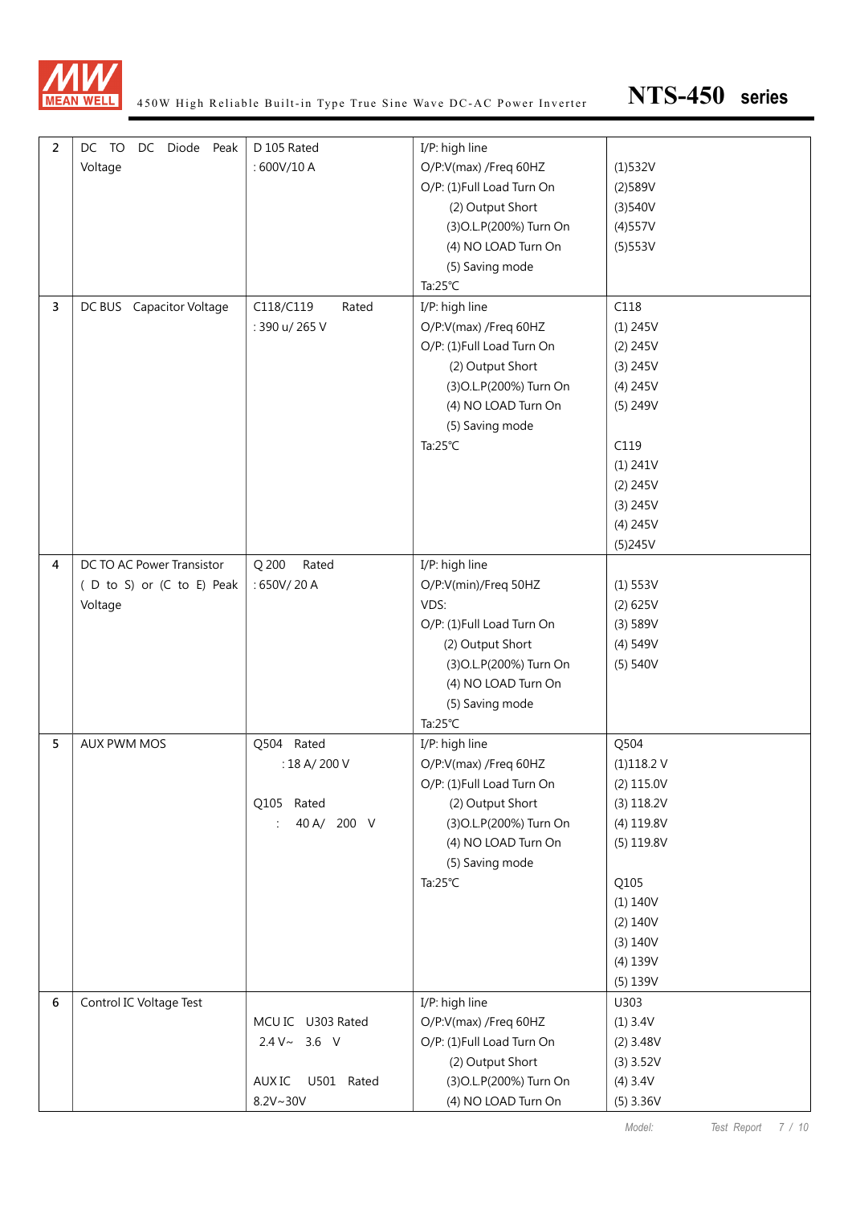| 2 | DC TO DC Diode Peak Voltage | D 105 Rated : 600V/10 A | I/P: high line<br>O/P:V(max) /Freq 60HZ<br>O/P: (1)Full Load Turn On<br>(2) Output Short<br>(3)O.L.P(200%) Turn On<br>(4) NO LOAD Turn On<br>(5) Saving mode<br>Ta:25℃ | (1)532V<br>(2)589V<br>(3)540V<br>(4)557V<br>(5)553V |
|---|---|---|---|---|
| 3 | DC BUS Capacitor Voltage | C118/C119 Rated : 390 u/ 265 V | I/P: high line<br>O/P:V(max) /Freq 60HZ<br>O/P: (1)Full Load Turn On<br>(2) Output Short<br>(3)O.L.P(200%) Turn On<br>(4) NO LOAD Turn On<br>(5) Saving mode<br>Ta:25℃ | C118<br>(1) 245V<br>(2) 245V<br>(3) 245V<br>(4) 245V<br>(5) 249V<br><br>C119<br>(1) 241V<br>(2) 245V<br>(3) 245V<br>(4) 245V<br>(5)245V |
| 4 | DC TO AC Power Transistor ( D to S) or (C to E) Peak Voltage | Q 200 Rated : 650V/ 20 A | I/P: high line<br>O/P:V(min)/Freq 50HZ<br>VDS:<br>O/P: (1)Full Load Turn On<br>(2) Output Short<br>(3)O.L.P(200%) Turn On<br>(4) NO LOAD Turn On<br>(5) Saving mode<br>Ta:25℃ | (1) 553V<br>(2) 625V<br>(3) 589V<br>(4) 549V<br>(5) 540V |
| 5 | AUX PWM MOS | Q504 Rated : 18 A/ 200 V<br><br>Q105 Rated : 40 A/ 200 V | I/P: high line<br>O/P:V(max) /Freq 60HZ<br>O/P: (1)Full Load Turn On<br>(2) Output Short<br>(3)O.L.P(200%) Turn On<br>(4) NO LOAD Turn On<br>(5) Saving mode<br>Ta:25℃ | Q504<br>(1)118.2 V<br>(2) 115.0V<br>(3) 118.2V<br>(4) 119.8V<br>(5) 119.8V<br><br>Q105<br>(1) 140V<br>(2) 140V<br>(3) 140V<br>(4) 139V<br>(5) 139V |
| 6 | Control IC Voltage Test | MCU IC U303 Rated 2.4 V~ 3.6 V<br><br>AUX IC U501 Rated 8.2V~30V | I/P: high line<br>O/P:V(max) /Freq 60HZ<br>O/P: (1)Full Load Turn On<br>(2) Output Short<br>(3)O.L.P(200%) Turn On<br>(4) NO LOAD Turn On | U303<br>(1) 3.4V<br>(2) 3.48V<br>(3) 3.52V<br>(4) 3.4V<br>(5) 3.36V |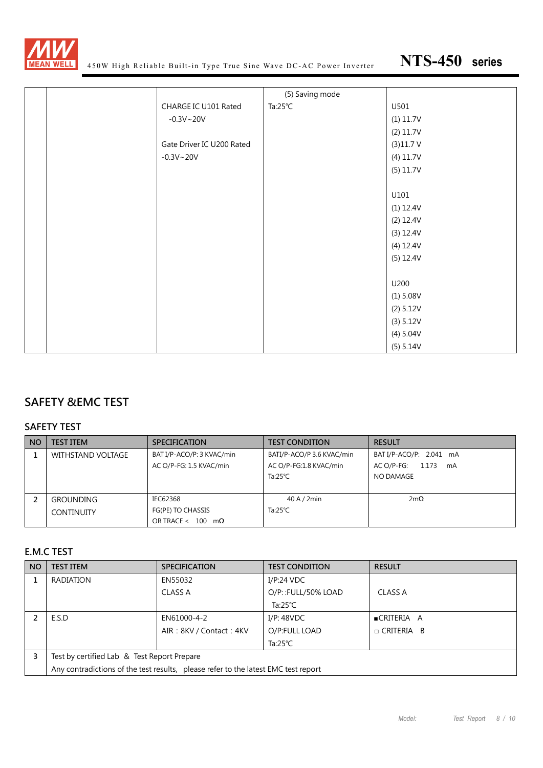| | | | | |
|---|---|---|---|---|
| | | CHARGE IC U101 Rated<br>-0.3V~20V<br><br>Gate Driver IC U200 Rated<br>-0.3V~20V | (5) Saving mode<br>Ta:25℃ | U501<br>(1) 11.7V<br>(2) 11.7V<br>(3)11.7 V<br>(4) 11.7V<br>(5) 11.7V<br><br>U101<br>(1) 12.4V<br>(2) 12.4V<br>(3) 12.4V<br>(4) 12.4V<br>(5) 12.4V<br><br>U200<br>(1) 5.08V<br>(2) 5.12V<br>(3) 5.12V<br>(4) 5.04V<br>(5) 5.14V |

## SAFETY &EMC TEST

### SAFETY TEST

| NO | TEST ITEM | SPECIFICATION | TEST CONDITION | RESULT |
|---|---|---|---|---|
| 1 | WITHSTAND VOLTAGE | BAT I/P-ACO/P: 3 KVAC/min<br>AC O/P-FG: 1.5 KVAC/min | BATI/P-ACO/P 3.6 KVAC/min<br>AC O/P-FG:1.8 KVAC/min<br>Ta:25℃ | BAT I/P-ACO/P: 2.041 mA<br>AC O/P-FG: 1.173 mA<br>NO DAMAGE |
| 2 | GROUNDING CONTINUITY | IEC62368<br>FG(PE) TO CHASSIS<br>OR TRACE < 100 mΩ | 40 A / 2min<br>Ta:25℃ | 2mΩ |

### E.M.C TEST

| NO | TEST ITEM | SPECIFICATION | TEST CONDITION | RESULT |
|---|---|---|---|---|
| 1 | RADIATION | EN55032<br>CLASS A | I/P:24 VDC<br>O/P: :FULL/50% LOAD<br>Ta:25℃ | CLASS A |
| 2 | E.S.D | EN61000-4-2<br>AIR：8KV / Contact：4KV | I/P: 48VDC<br>O/P:FULL LOAD<br>Ta:25℃ | ■CRITERIA A<br>□ CRITERIA B |
| 3 | Test by certified Lab & Test Report Prepare<br>Any contradictions of the test results, please refer to the latest EMC test report | | | |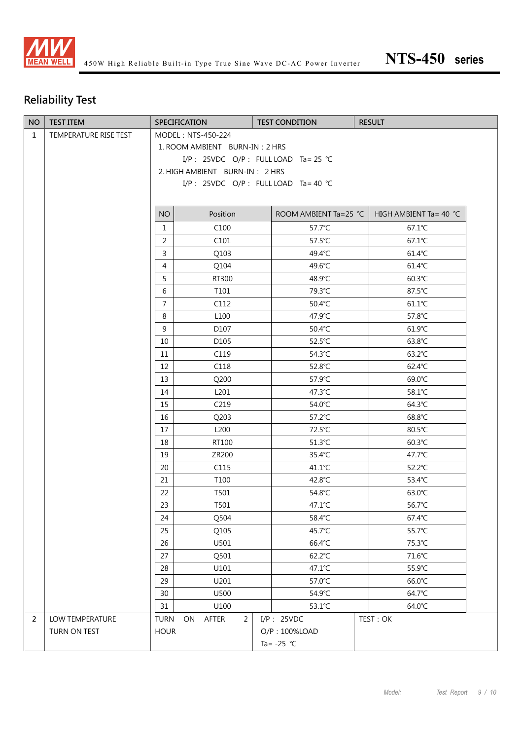## Reliability Test

| NO | TEST ITEM | SPECIFICATION | TEST CONDITION | RESULT |
|---|---|---|---|---|
| 1 | TEMPERATURE RISE TEST | MODEL : NTS-450-224<br>1. ROOM AMBIENT BURN-IN : 2 HRS<br>I/P : 25VDC O/P : FULL LOAD Ta= 25 ℃<br>2. HIGH AMBIENT BURN-IN : 2 HRS<br>I/P : 25VDC O/P : FULL LOAD Ta= 40 ℃ | | |

| NO | Position | ROOM AMBIENT Ta=25 ℃ | HIGH AMBIENT Ta= 40 ℃ |
|---|---|---|---|
| 1 | C100 | 57.7℃ | 67.1℃ |
| 2 | C101 | 57.5℃ | 67.1℃ |
| 3 | Q103 | 49.4℃ | 61.4℃ |
| 4 | Q104 | 49.6℃ | 61.4℃ |
| 5 | RT300 | 48.9℃ | 60.3℃ |
| 6 | T101 | 79.3℃ | 87.5℃ |
| 7 | C112 | 50.4℃ | 61.1℃ |
| 8 | L100 | 47.9℃ | 57.8℃ |
| 9 | D107 | 50.4℃ | 61.9℃ |
| 10 | D105 | 52.5℃ | 63.8℃ |
| 11 | C119 | 54.3℃ | 63.2℃ |
| 12 | C118 | 52.8℃ | 62.4℃ |
| 13 | Q200 | 57.9℃ | 69.0℃ |
| 14 | L201 | 47.3℃ | 58.1℃ |
| 15 | C219 | 54.0℃ | 64.3℃ |
| 16 | Q203 | 57.2℃ | 68.8℃ |
| 17 | L200 | 72.5℃ | 80.5℃ |
| 18 | RT100 | 51.3℃ | 60.3℃ |
| 19 | ZR200 | 35.4℃ | 47.7℃ |
| 20 | C115 | 41.1℃ | 52.2℃ |
| 21 | T100 | 42.8℃ | 53.4℃ |
| 22 | T501 | 54.8℃ | 63.0℃ |
| 23 | T501 | 47.1℃ | 56.7℃ |
| 24 | Q504 | 58.4℃ | 67.4℃ |
| 25 | Q105 | 45.7℃ | 55.7℃ |
| 26 | U501 | 66.4℃ | 75.3℃ |
| 27 | Q501 | 62.2℃ | 71.6℃ |
| 28 | U101 | 47.1℃ | 55.9℃ |
| 29 | U201 | 57.0℃ | 66.0℃ |
| 30 | U500 | 54.9℃ | 64.7℃ |
| 31 | U100 | 53.1℃ | 64.0℃ |

| NO | TEST ITEM | SPECIFICATION | TEST CONDITION | RESULT |
|---|---|---|---|---|
| 2 | LOW TEMPERATURE TURN ON TEST | TURN ON AFTER 2 HOUR | I/P : 25VDC<br>O/P : 100%LOAD<br>Ta= -25 ℃ | TEST : OK |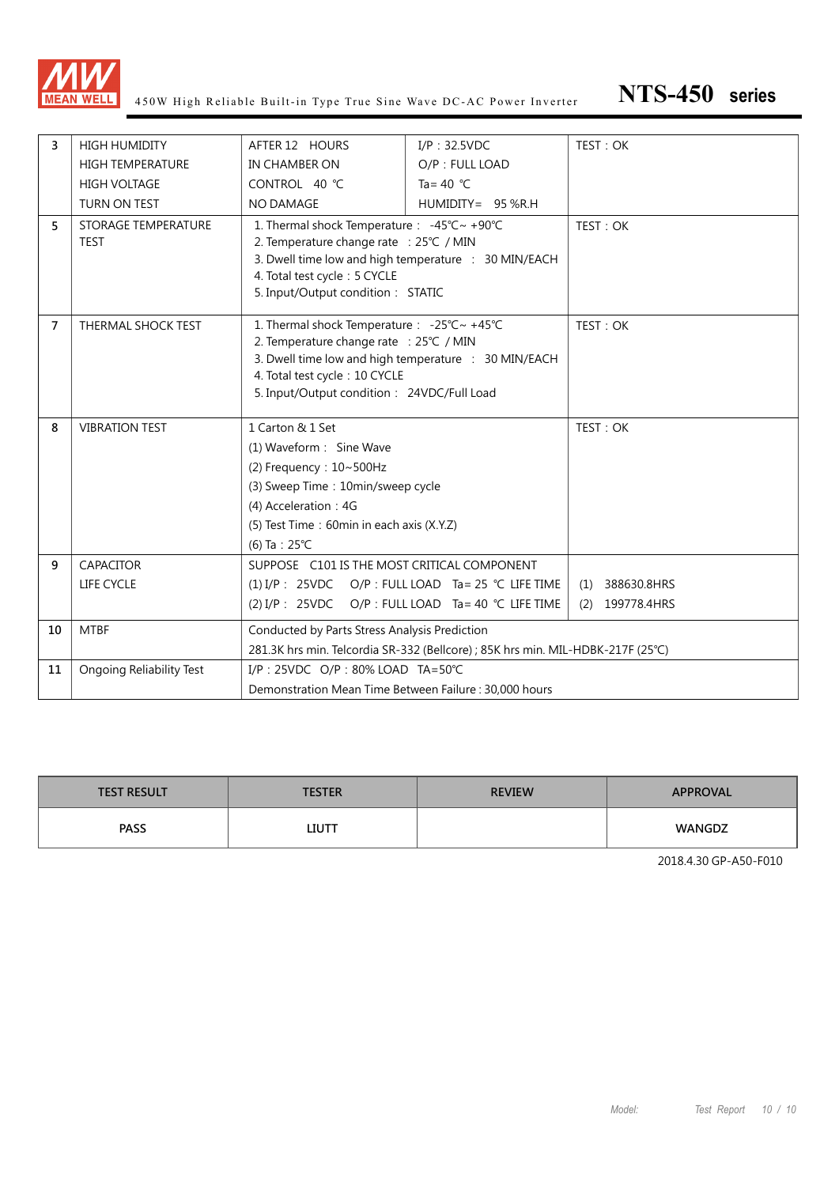| | | | | |
|---|---|---|---|---|
| 3 | HIGH HUMIDITY<br>HIGH TEMPERATURE<br>HIGH VOLTAGE<br>TURN ON TEST | AFTER 12 HOURS<br>IN CHAMBER ON<br>CONTROL 40 ℃<br>NO DAMAGE | I/P : 32.5VDC<br>O/P : FULL LOAD<br>Ta= 40 ℃<br>HUMIDITY= 95 %R.H | TEST : OK |
| 5 | STORAGE TEMPERATURE TEST | 1. Thermal shock Temperature : -45℃~ +90℃<br>2. Temperature change rate : 25℃ / MIN<br>3. Dwell time low and high temperature : 30 MIN/EACH<br>4. Total test cycle : 5 CYCLE<br>5. Input/Output condition : STATIC | | TEST : OK |
| 7 | THERMAL SHOCK TEST | 1. Thermal shock Temperature : -25℃~ +45℃<br>2. Temperature change rate : 25℃ / MIN<br>3. Dwell time low and high temperature : 30 MIN/EACH<br>4. Total test cycle : 10 CYCLE<br>5. Input/Output condition : 24VDC/Full Load | | TEST : OK |
| 8 | VIBRATION TEST | 1 Carton & 1 Set<br>(1) Waveform : Sine Wave<br>(2) Frequency : 10~500Hz<br>(3) Sweep Time : 10min/sweep cycle<br>(4) Acceleration : 4G<br>(5) Test Time : 60min in each axis (X.Y.Z)<br>(6) Ta : 25℃ | | TEST : OK |
| 9 | CAPACITOR<br>LIFE CYCLE | SUPPOSE C101 IS THE MOST CRITICAL COMPONENT<br>(1) I/P : 25VDC O/P : FULL LOAD Ta= 25 ℃ LIFE TIME<br>(2) I/P : 25VDC O/P : FULL LOAD Ta= 40 ℃ LIFE TIME | | <br>(1) 388630.8HRS<br>(2) 199778.4HRS |
| 10 | MTBF | Conducted by Parts Stress Analysis Prediction<br>281.3K hrs min. Telcordia SR-332 (Bellcore) ; 85K hrs min. MIL-HDBK-217F (25℃) | | |
| 11 | Ongoing Reliability Test | I/P : 25VDC O/P : 80% LOAD TA=50℃<br>Demonstration Mean Time Between Failure : 30,000 hours | | |

| TEST RESULT | TESTER | REVIEW | APPROVAL |
|---|---|---|---|
| PASS | LIUTT | | WANGDZ |

2018.4.30 GP-A50-F010